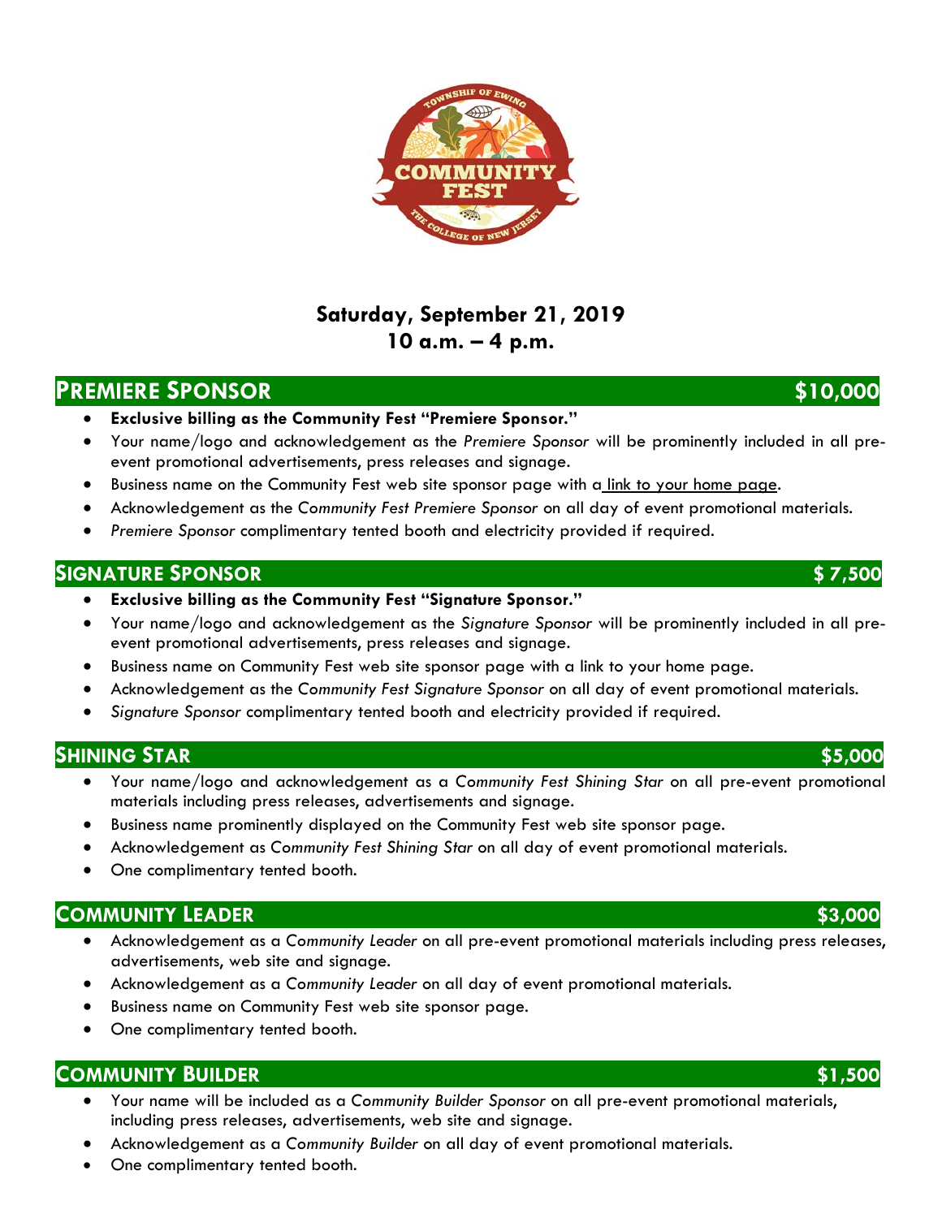Saturday, September 21, 2019
10 a.m. – 4 p.m.

## PREMIERE SPONSOR $10,000

- **Exclusive billing as the Community Fest "Premiere Sponsor."**
- Your name/logo and acknowledgement as the *Premiere Sponsor* will be prominently included in all pre-event promotional advertisements, press releases and signage.
- Business name on the Community Fest web site sponsor page with a link to your home page.
- Acknowledgement as the *Community Fest Premiere Sponsor* on all day of event promotional materials.
- *Premiere Sponsor* complimentary tented booth and electricity provided if required.

## SIGNATURE SPONSOR $ 7,500

- **Exclusive billing as the Community Fest "Signature Sponsor."**
- Your name/logo and acknowledgement as the *Signature Sponsor* will be prominently included in all pre-event promotional advertisements, press releases and signage.
- Business name on Community Fest web site sponsor page with a link to your home page.
- Acknowledgement as the *Community Fest Signature Sponsor* on all day of event promotional materials.
- *Signature Sponsor* complimentary tented booth and electricity provided if required.

## SHINING STAR $5,000

- Your name/logo and acknowledgement as a *Community Fest Shining Star* on all pre-event promotional materials including press releases, advertisements and signage.
- Business name prominently displayed on the Community Fest web site sponsor page.
- Acknowledgement as *Community Fest Shining Star* on all day of event promotional materials.
- One complimentary tented booth.

## COMMUNITY LEADER $3,000

- Acknowledgement as a *Community Leader* on all pre-event promotional materials including press releases, advertisements, web site and signage.
- Acknowledgement as a *Community Leader* on all day of event promotional materials.
- Business name on Community Fest web site sponsor page.
- One complimentary tented booth.

## COMMUNITY BUILDER $1,500

- Your name will be included as a *Community Builder Sponsor* on all pre-event promotional materials, including press releases, advertisements, web site and signage.
- Acknowledgement as a *Community Builder* on all day of event promotional materials.
- One complimentary tented booth.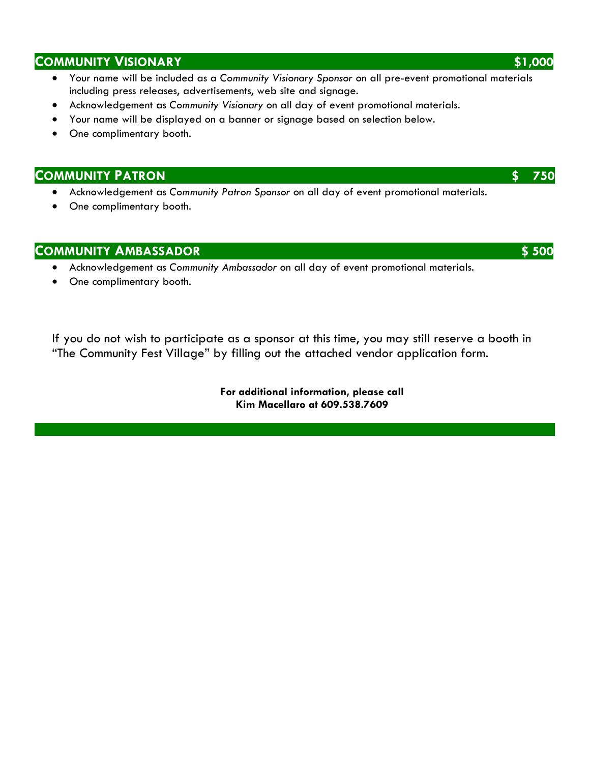## COMMUNITY VISIONARY $1,000

- Your name will be included as a *Community Visionary Sponsor* on all pre-event promotional materials including press releases, advertisements, web site and signage.
- Acknowledgement as *Community Visionary* on all day of event promotional materials.
- Your name will be displayed on a banner or signage based on selection below.
- One complimentary booth.

## COMMUNITY PATRON $ 750

- Acknowledgement as *Community Patron Sponsor* on all day of event promotional materials.
- One complimentary booth.

## COMMUNITY AMBASSADOR $ 500

- Acknowledgement as *Community Ambassador* on all day of event promotional materials.
- One complimentary booth.

If you do not wish to participate as a sponsor at this time, you may still reserve a booth in "The Community Fest Village" by filling out the attached vendor application form.

**For additional information, please call**
**Kim Macellaro at 609.538.7609**